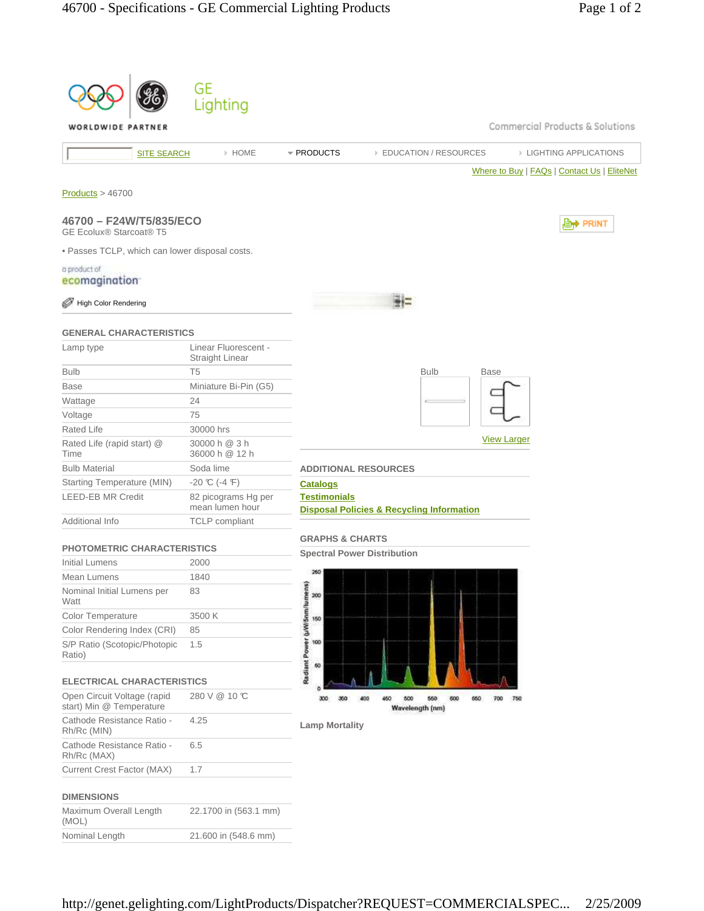GE Lighting

WORLDWIDE PARTNER

Commercial Products & Solutions

SITE SEARCH | HOME | PRODUCTS | EDUCATION / RESOURCES | LIGHTING APPLICATIONS

Where to Buy | FAQs | Contact Us | EliteNet

Products > 46700

## 46700 – F24W/T5/835/ECO

GE Ecolux® Starcoat® T5

- Passes TCLP, which can lower disposal costs.

a product of ecomagination

High Color Rendering

PRINT

### GENERAL CHARACTERISTICS

| | |
|---|---|
| Lamp type | Linear Fluorescent - Straight Linear |
| Bulb | T5 |
| Base | Miniature Bi-Pin (G5) |
| Wattage | 24 |
| Voltage | 75 |
| Rated Life | 30000 hrs |
| Rated Life (rapid start) @ Time | 30000 h @ 3 h<br>36000 h @ 12 h |
| Bulb Material | Soda lime |
| Starting Temperature (MIN) | -20 ℃ (-4 ℉) |
| LEED-EB MR Credit | 82 picograms Hg per mean lumen hour |
| Additional Info | TCLP compliant |

### PHOTOMETRIC CHARACTERISTICS

| | |
|---|---|
| Initial Lumens | 2000 |
| Mean Lumens | 1840 |
| Nominal Initial Lumens per Watt | 83 |
| Color Temperature | 3500 K |
| Color Rendering Index (CRI) | 85 |
| S/P Ratio (Scotopic/Photopic Ratio) | 1.5 |

### ELECTRICAL CHARACTERISTICS

| | |
|---|---|
| Open Circuit Voltage (rapid start) Min @ Temperature | 280 V @ 10 ℃ |
| Cathode Resistance Ratio - Rh/Rc (MIN) | 4.25 |
| Cathode Resistance Ratio - Rh/Rc (MAX) | 6.5 |
| Current Crest Factor (MAX) | 1.7 |

### DIMENSIONS

| | |
|---|---|
| Maximum Overall Length (MOL) | 22.1700 in (563.1 mm) |
| Nominal Length | 21.600 in (548.6 mm) |

Bulb | Base

View Larger

### ADDITIONAL RESOURCES

Catalogs
Testimonials
Disposal Policies & Recycling Information

### GRAPHS & CHARTS

**Spectral Power Distribution**

Radiant Power (µW/5nm/lumens) vs. Wavelength (nm)

**Lamp Mortality**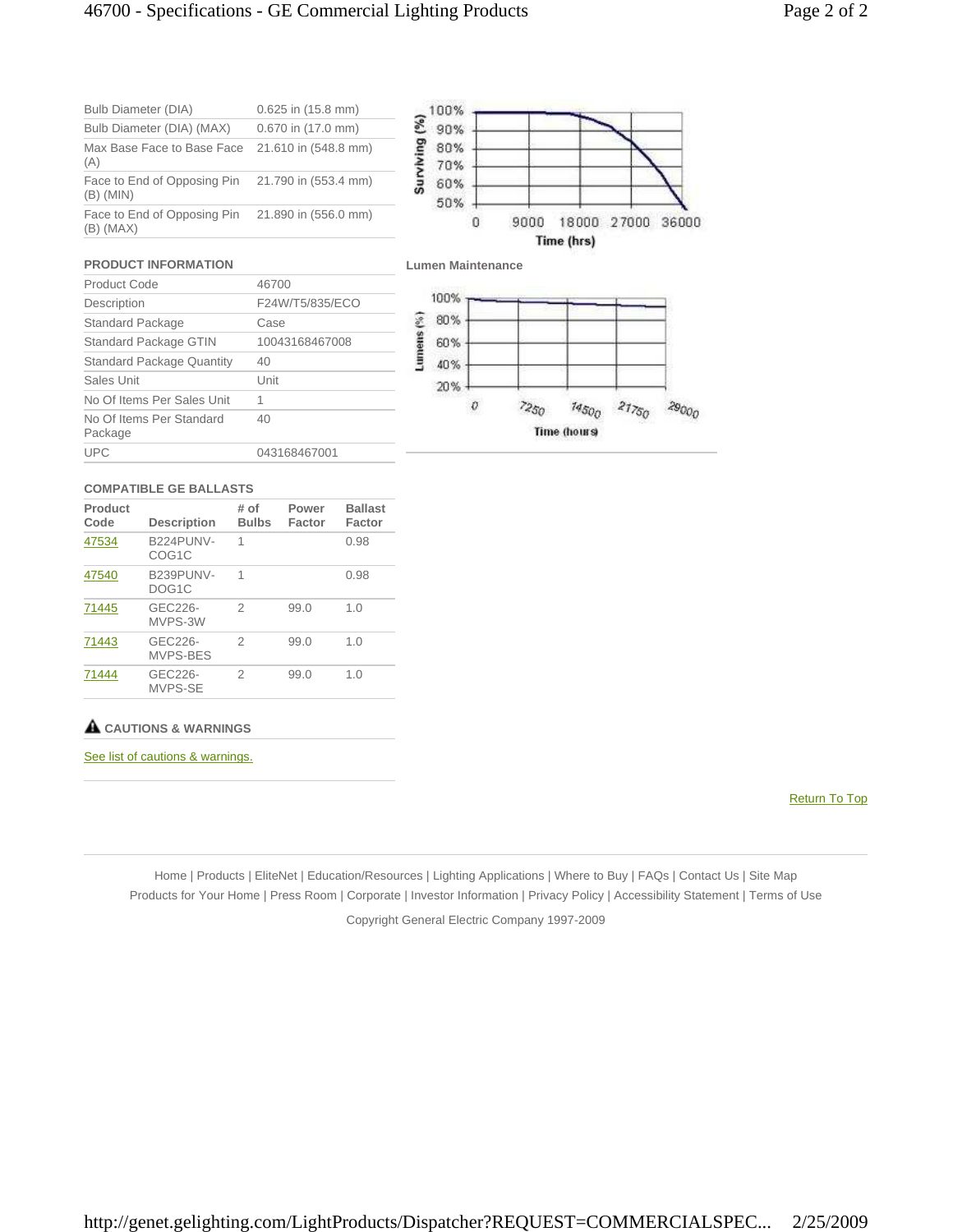| | |
|---|---|
| Bulb Diameter (DIA) | 0.625 in (15.8 mm) |
| Bulb Diameter (DIA) (MAX) | 0.670 in (17.0 mm) |
| Max Base Face to Base Face (A) | 21.610 in (548.8 mm) |
| Face to End of Opposing Pin (B) (MIN) | 21.790 in (553.4 mm) |
| Face to End of Opposing Pin (B) (MAX) | 21.890 in (556.0 mm) |

Surviving (%)
100%
90%
80%
70%
60%
50%
0
9000
18000
27000
36000
Time (hrs)

### PRODUCT INFORMATION

| | |
|---|---|
| Product Code | 46700 |
| Description | F24W/T5/835/ECO |
| Standard Package | Case |
| Standard Package GTIN | 10043168467008 |
| Standard Package Quantity | 40 |
| Sales Unit | Unit |
| No Of Items Per Sales Unit | 1 |
| No Of Items Per Standard Package | 40 |
| UPC | 043168467001 |

Lumen Maintenance

Lumens (%)
100%
80%
60%
40%
20%
0
7250
14500
21750
29000
Time (hours)

### COMPATIBLE GE BALLASTS

| Product Code | Description | # of Bulbs | Power Factor | Ballast Factor |
|---|---|---|---|---|
| 47534 | B224PUNV-COG1C | 1 | | 0.98 |
| 47540 | B239PUNV-DOG1C | 1 | | 0.98 |
| 71445 | GEC226-MVPS-3W | 2 | 99.0 | 1.0 |
| 71443 | GEC226-MVPS-BES | 2 | 99.0 | 1.0 |
| 71444 | GEC226-MVPS-SE | 2 | 99.0 | 1.0 |

### CAUTIONS & WARNINGS

See list of cautions & warnings.

Return To Top

Home | Products | EliteNet | Education/Resources | Lighting Applications | Where to Buy | FAQs | Contact Us | Site Map
Products for Your Home | Press Room | Corporate | Investor Information | Privacy Policy | Accessibility Statement | Terms of Use

Copyright General Electric Company 1997-2009